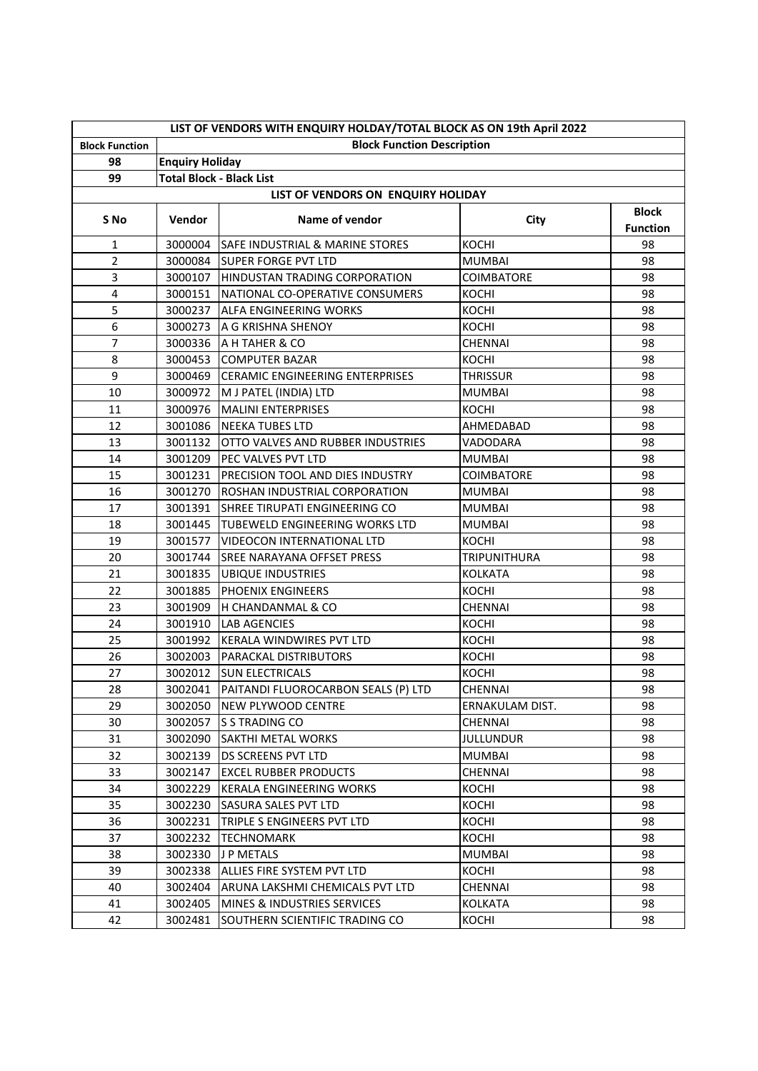## LIST OF VENDORS WITH ENQUIRY HOLDAY/TOTAL BLOCK AS ON 19th April 2022

| Block Function | Block Function Description |
|---|---|
| 98 | Enquiry Holiday |
| 99 | Total Block - Black List |

### LIST OF VENDORS ON ENQUIRY HOLIDAY

| S No | Vendor | Name of vendor | City | Block Function |
|---|---|---|---|---|
| 1 | 3000004 | SAFE INDUSTRIAL & MARINE STORES | KOCHI | 98 |
| 2 | 3000084 | SUPER FORGE PVT LTD | MUMBAI | 98 |
| 3 | 3000107 | HINDUSTAN TRADING CORPORATION | COIMBATORE | 98 |
| 4 | 3000151 | NATIONAL CO-OPERATIVE CONSUMERS | KOCHI | 98 |
| 5 | 3000237 | ALFA ENGINEERING WORKS | KOCHI | 98 |
| 6 | 3000273 | A G KRISHNA SHENOY | KOCHI | 98 |
| 7 | 3000336 | A H TAHER & CO | CHENNAI | 98 |
| 8 | 3000453 | COMPUTER BAZAR | KOCHI | 98 |
| 9 | 3000469 | CERAMIC ENGINEERING ENTERPRISES | THRISSUR | 98 |
| 10 | 3000972 | M J PATEL (INDIA) LTD | MUMBAI | 98 |
| 11 | 3000976 | MALINI ENTERPRISES | KOCHI | 98 |
| 12 | 3001086 | NEEKA TUBES LTD | AHMEDABAD | 98 |
| 13 | 3001132 | OTTO VALVES AND RUBBER INDUSTRIES | VADODARA | 98 |
| 14 | 3001209 | PEC VALVES PVT LTD | MUMBAI | 98 |
| 15 | 3001231 | PRECISION TOOL AND DIES INDUSTRY | COIMBATORE | 98 |
| 16 | 3001270 | ROSHAN INDUSTRIAL CORPORATION | MUMBAI | 98 |
| 17 | 3001391 | SHREE TIRUPATI ENGINEERING CO | MUMBAI | 98 |
| 18 | 3001445 | TUBEWELD ENGINEERING WORKS LTD | MUMBAI | 98 |
| 19 | 3001577 | VIDEOCON INTERNATIONAL LTD | KOCHI | 98 |
| 20 | 3001744 | SREE NARAYANA OFFSET PRESS | TRIPUNITHURA | 98 |
| 21 | 3001835 | UBIQUE INDUSTRIES | KOLKATA | 98 |
| 22 | 3001885 | PHOENIX ENGINEERS | KOCHI | 98 |
| 23 | 3001909 | H CHANDANMAL & CO | CHENNAI | 98 |
| 24 | 3001910 | LAB AGENCIES | KOCHI | 98 |
| 25 | 3001992 | KERALA WINDWIRES PVT LTD | KOCHI | 98 |
| 26 | 3002003 | PARACKAL DISTRIBUTORS | KOCHI | 98 |
| 27 | 3002012 | SUN ELECTRICALS | KOCHI | 98 |
| 28 | 3002041 | PAITANDI FLUOROCARBON SEALS (P) LTD | CHENNAI | 98 |
| 29 | 3002050 | NEW PLYWOOD CENTRE | ERNAKULAM DIST. | 98 |
| 30 | 3002057 | S S TRADING CO | CHENNAI | 98 |
| 31 | 3002090 | SAKTHI METAL WORKS | JULLUNDUR | 98 |
| 32 | 3002139 | DS SCREENS PVT LTD | MUMBAI | 98 |
| 33 | 3002147 | EXCEL RUBBER PRODUCTS | CHENNAI | 98 |
| 34 | 3002229 | KERALA ENGINEERING WORKS | KOCHI | 98 |
| 35 | 3002230 | SASURA SALES PVT LTD | KOCHI | 98 |
| 36 | 3002231 | TRIPLE S ENGINEERS PVT LTD | KOCHI | 98 |
| 37 | 3002232 | TECHNOMARK | KOCHI | 98 |
| 38 | 3002330 | J P METALS | MUMBAI | 98 |
| 39 | 3002338 | ALLIES FIRE SYSTEM PVT LTD | KOCHI | 98 |
| 40 | 3002404 | ARUNA LAKSHMI CHEMICALS PVT LTD | CHENNAI | 98 |
| 41 | 3002405 | MINES & INDUSTRIES SERVICES | KOLKATA | 98 |
| 42 | 3002481 | SOUTHERN SCIENTIFIC TRADING CO | KOCHI | 98 |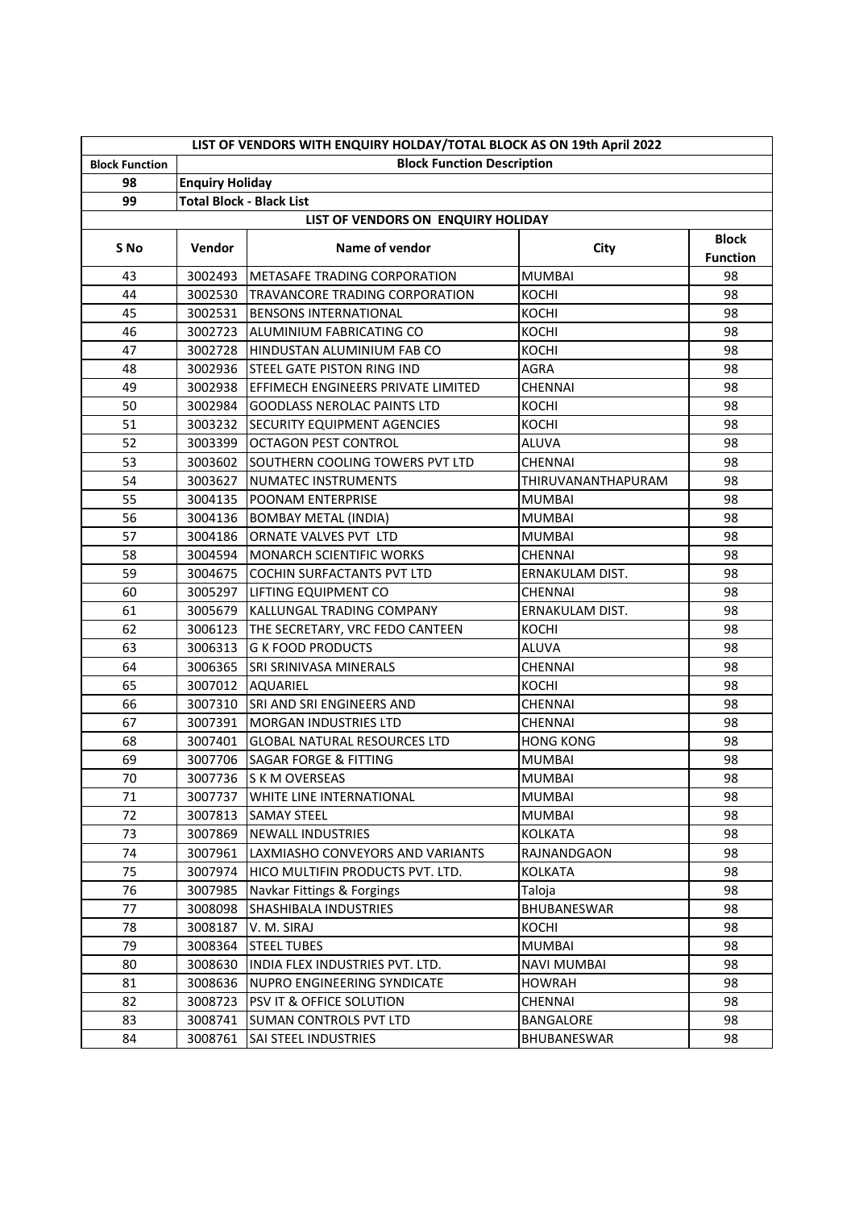| LIST OF VENDORS WITH ENQUIRY HOLDAY/TOTAL BLOCK AS ON 19th April 2022 | | | | |
|---|---|---|---|---|
| **Block Function** | **Block Function Description** | | | |
| **98** | **Enquiry Holiday** | | | |
| **99** | **Total Block - Black List** | | | |
| **LIST OF VENDORS ON ENQUIRY HOLIDAY** | | | | |
| **S No** | **Vendor** | **Name of vendor** | **City** | **Block Function** |
| 43 | 3002493 | METASAFE TRADING CORPORATION | MUMBAI | 98 |
| 44 | 3002530 | TRAVANCORE TRADING CORPORATION | KOCHI | 98 |
| 45 | 3002531 | BENSONS INTERNATIONAL | KOCHI | 98 |
| 46 | 3002723 | ALUMINIUM FABRICATING CO | KOCHI | 98 |
| 47 | 3002728 | HINDUSTAN ALUMINIUM FAB CO | KOCHI | 98 |
| 48 | 3002936 | STEEL GATE PISTON RING IND | AGRA | 98 |
| 49 | 3002938 | EFFIMECH ENGINEERS PRIVATE LIMITED | CHENNAI | 98 |
| 50 | 3002984 | GOODLASS NEROLAC PAINTS LTD | KOCHI | 98 |
| 51 | 3003232 | SECURITY EQUIPMENT AGENCIES | KOCHI | 98 |
| 52 | 3003399 | OCTAGON PEST CONTROL | ALUVA | 98 |
| 53 | 3003602 | SOUTHERN COOLING TOWERS PVT LTD | CHENNAI | 98 |
| 54 | 3003627 | NUMATEC INSTRUMENTS | THIRUVANANTHAPURAM | 98 |
| 55 | 3004135 | POONAM ENTERPRISE | MUMBAI | 98 |
| 56 | 3004136 | BOMBAY METAL (INDIA) | MUMBAI | 98 |
| 57 | 3004186 | ORNATE VALVES PVT LTD | MUMBAI | 98 |
| 58 | 3004594 | MONARCH SCIENTIFIC WORKS | CHENNAI | 98 |
| 59 | 3004675 | COCHIN SURFACTANTS PVT LTD | ERNAKULAM DIST. | 98 |
| 60 | 3005297 | LIFTING EQUIPMENT CO | CHENNAI | 98 |
| 61 | 3005679 | KALLUNGAL TRADING COMPANY | ERNAKULAM DIST. | 98 |
| 62 | 3006123 | THE SECRETARY, VRC FEDO CANTEEN | KOCHI | 98 |
| 63 | 3006313 | G K FOOD PRODUCTS | ALUVA | 98 |
| 64 | 3006365 | SRI SRINIVASA MINERALS | CHENNAI | 98 |
| 65 | 3007012 | AQUARIEL | KOCHI | 98 |
| 66 | 3007310 | SRI AND SRI ENGINEERS AND | CHENNAI | 98 |
| 67 | 3007391 | MORGAN INDUSTRIES LTD | CHENNAI | 98 |
| 68 | 3007401 | GLOBAL NATURAL RESOURCES LTD | HONG KONG | 98 |
| 69 | 3007706 | SAGAR FORGE & FITTING | MUMBAI | 98 |
| 70 | 3007736 | S K M OVERSEAS | MUMBAI | 98 |
| 71 | 3007737 | WHITE LINE INTERNATIONAL | MUMBAI | 98 |
| 72 | 3007813 | SAMAY STEEL | MUMBAI | 98 |
| 73 | 3007869 | NEWALL INDUSTRIES | KOLKATA | 98 |
| 74 | 3007961 | LAXMIASHO CONVEYORS AND VARIANTS | RAJNANDGAON | 98 |
| 75 | 3007974 | HICO MULTIFIN PRODUCTS PVT. LTD. | KOLKATA | 98 |
| 76 | 3007985 | Navkar Fittings & Forgings | Taloja | 98 |
| 77 | 3008098 | SHASHIBALA INDUSTRIES | BHUBANESWAR | 98 |
| 78 | 3008187 | V. M. SIRAJ | KOCHI | 98 |
| 79 | 3008364 | STEEL TUBES | MUMBAI | 98 |
| 80 | 3008630 | INDIA FLEX INDUSTRIES PVT. LTD. | NAVI MUMBAI | 98 |
| 81 | 3008636 | NUPRO ENGINEERING SYNDICATE | HOWRAH | 98 |
| 82 | 3008723 | PSV IT & OFFICE SOLUTION | CHENNAI | 98 |
| 83 | 3008741 | SUMAN CONTROLS PVT LTD | BANGALORE | 98 |
| 84 | 3008761 | SAI STEEL INDUSTRIES | BHUBANESWAR | 98 |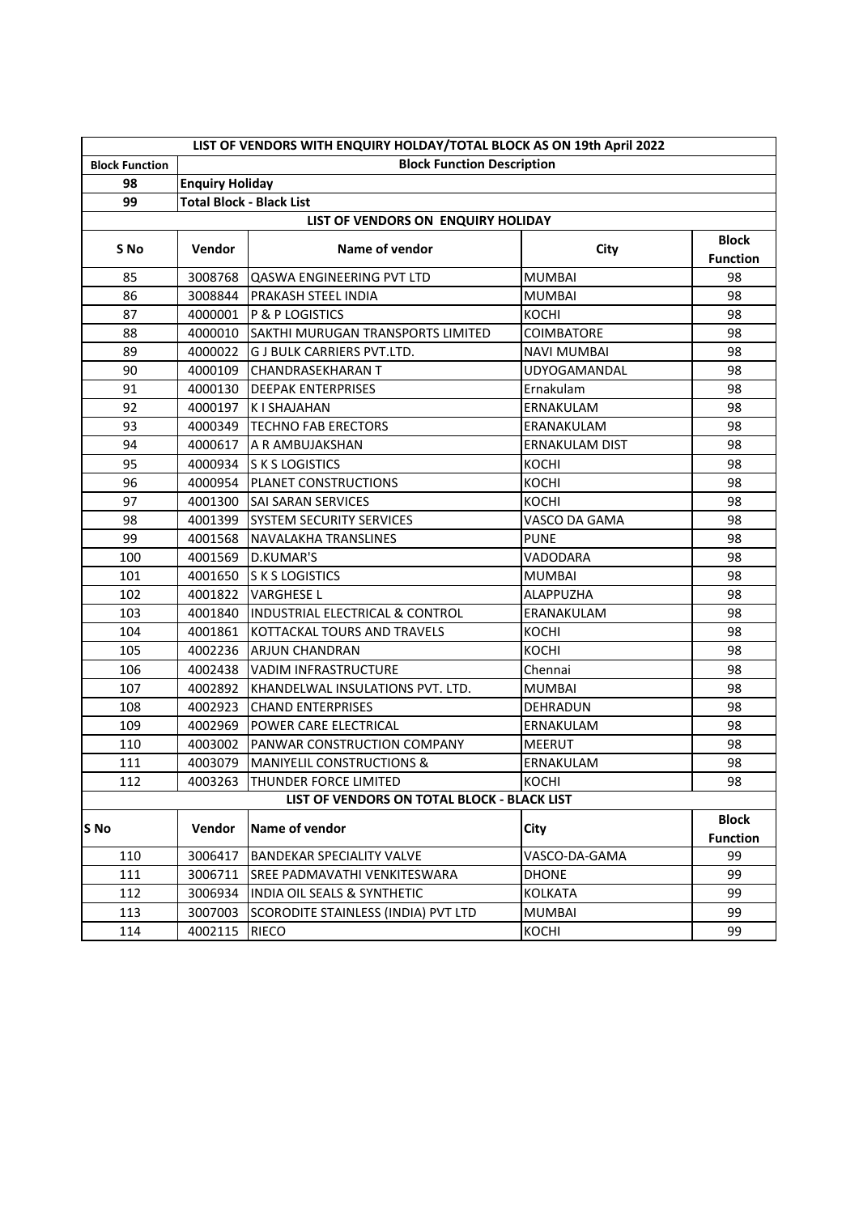| LIST OF VENDORS WITH ENQUIRY HOLDAY/TOTAL BLOCK AS ON 19th April 2022 | | | | |
|---|---|---|---|---|
| **Block Function** | **Block Function Description** | | | |
| **98** | **Enquiry Holiday** | | | |
| **99** | **Total Block - Black List** | | | |

**LIST OF VENDORS ON ENQUIRY HOLIDAY**

| S No | Vendor | Name of vendor | City | Block Function |
|---|---|---|---|---|
| 85 | 3008768 | QASWA ENGINEERING PVT LTD | MUMBAI | 98 |
| 86 | 3008844 | PRAKASH STEEL INDIA | MUMBAI | 98 |
| 87 | 4000001 | P & P LOGISTICS | KOCHI | 98 |
| 88 | 4000010 | SAKTHI MURUGAN TRANSPORTS LIMITED | COIMBATORE | 98 |
| 89 | 4000022 | G J BULK CARRIERS PVT.LTD. | NAVI MUMBAI | 98 |
| 90 | 4000109 | CHANDRASEKHARAN T | UDYOGAMANDAL | 98 |
| 91 | 4000130 | DEEPAK ENTERPRISES | Ernakulam | 98 |
| 92 | 4000197 | K I SHAJAHAN | ERNAKULAM | 98 |
| 93 | 4000349 | TECHNO FAB ERECTORS | ERANAKULAM | 98 |
| 94 | 4000617 | A R AMBUJAKSHAN | ERNAKULAM DIST | 98 |
| 95 | 4000934 | S K S LOGISTICS | KOCHI | 98 |
| 96 | 4000954 | PLANET CONSTRUCTIONS | KOCHI | 98 |
| 97 | 4001300 | SAI SARAN SERVICES | KOCHI | 98 |
| 98 | 4001399 | SYSTEM SECURITY SERVICES | VASCO DA GAMA | 98 |
| 99 | 4001568 | NAVALAKHA TRANSLINES | PUNE | 98 |
| 100 | 4001569 | D.KUMAR'S | VADODARA | 98 |
| 101 | 4001650 | S K S LOGISTICS | MUMBAI | 98 |
| 102 | 4001822 | VARGHESE L | ALAPPUZHA | 98 |
| 103 | 4001840 | INDUSTRIAL ELECTRICAL & CONTROL | ERANAKULAM | 98 |
| 104 | 4001861 | KOTTACKAL TOURS AND TRAVELS | KOCHI | 98 |
| 105 | 4002236 | ARJUN CHANDRAN | KOCHI | 98 |
| 106 | 4002438 | VADIM INFRASTRUCTURE | Chennai | 98 |
| 107 | 4002892 | KHANDELWAL INSULATIONS PVT. LTD. | MUMBAI | 98 |
| 108 | 4002923 | CHAND ENTERPRISES | DEHRADUN | 98 |
| 109 | 4002969 | POWER CARE ELECTRICAL | ERNAKULAM | 98 |
| 110 | 4003002 | PANWAR CONSTRUCTION COMPANY | MEERUT | 98 |
| 111 | 4003079 | MANIYELIL CONSTRUCTIONS & | ERNAKULAM | 98 |
| 112 | 4003263 | THUNDER FORCE LIMITED | KOCHI | 98 |

**LIST OF VENDORS ON TOTAL BLOCK - BLACK LIST**

| S No | Vendor | Name of vendor | City | Block Function |
|---|---|---|---|---|
| 110 | 3006417 | BANDEKAR SPECIALITY VALVE | VASCO-DA-GAMA | 99 |
| 111 | 3006711 | SREE PADMAVATHI VENKITESWARA | DHONE | 99 |
| 112 | 3006934 | INDIA OIL SEALS & SYNTHETIC | KOLKATA | 99 |
| 113 | 3007003 | SCORODITE STAINLESS (INDIA) PVT LTD | MUMBAI | 99 |
| 114 | 4002115 | RIECO | KOCHI | 99 |